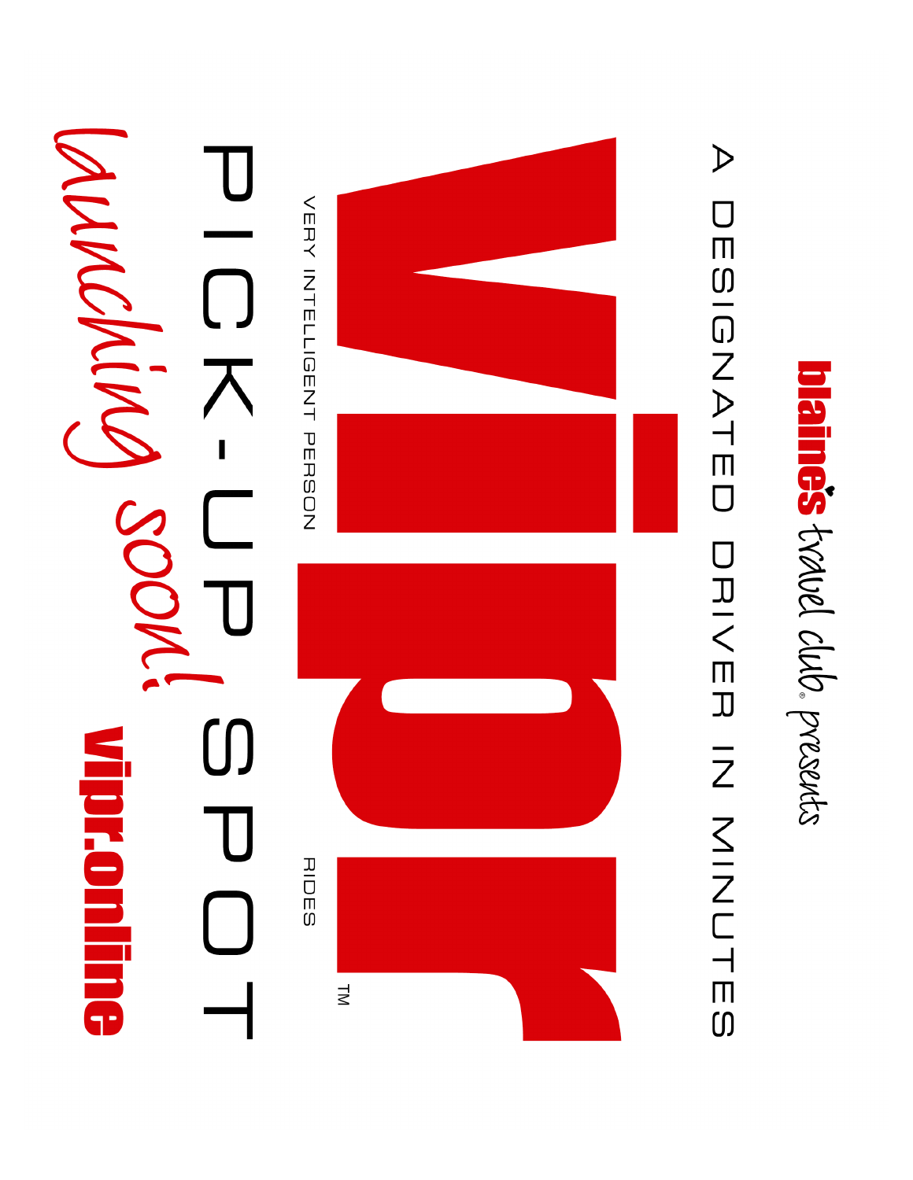blaine's travel club® presents

A DESIGNATED DRIVER IN MINUTES

# vipr

VERY INTELLIGENT PERSON RIDES™

## PICK-UP SPOT

*launching soon!*

**vipr.online**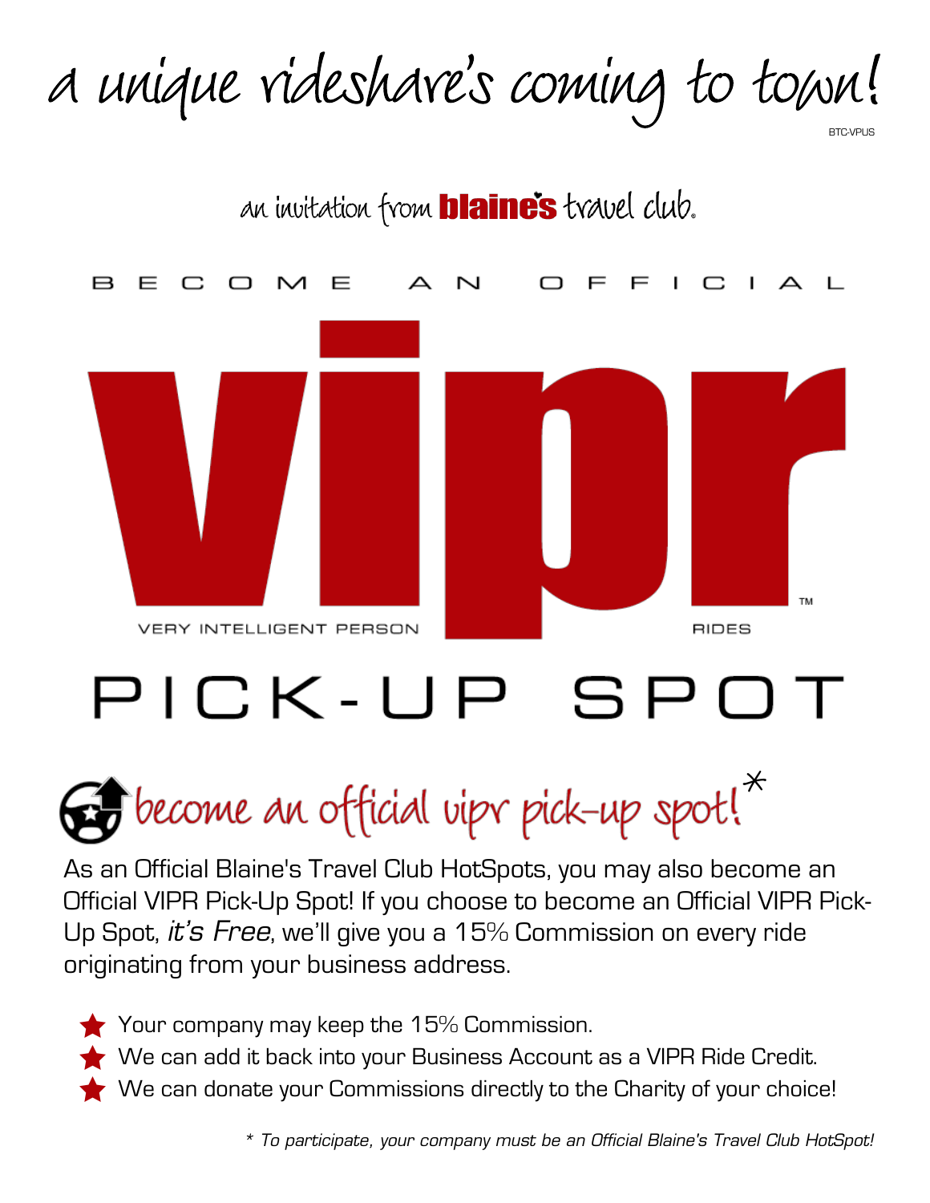# a unique rideshare's coming to town!

BTC-VPUS

an invitation from **blaine's** travel club.

BECOME AN OFFICIAL

# vipr

VERY INTELLIGENT PERSON RIDES ™

# PICK-UP SPOT

## become an official vipr pick-up spot!*

As an Official Blaine's Travel Club HotSpots, you may also become an Official VIPR Pick-Up Spot! If you choose to become an Official VIPR Pick-Up Spot, *it's Free*, we'll give you a 15% Commission on every ride originating from your business address.

- Your company may keep the 15% Commission.
- We can add it back into your Business Account as a VIPR Ride Credit.
- We can donate your Commissions directly to the Charity of your choice!

*\* To participate, your company must be an Official Blaine's Travel Club HotSpot!*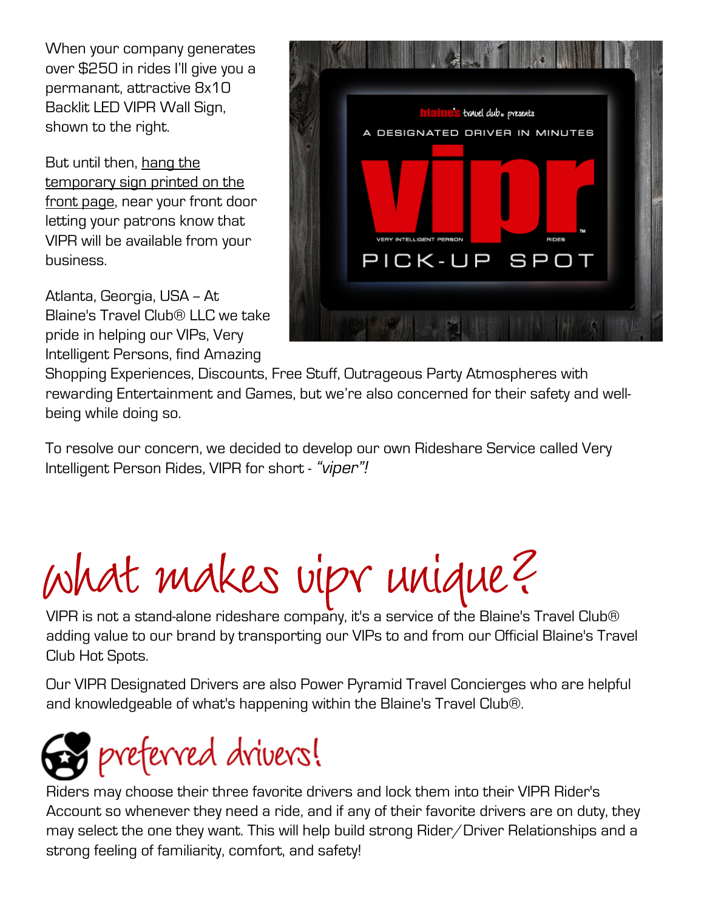When your company generates over $250 in rides I'll give you a permanant, attractive 8x10 Backlit LED VIPR Wall Sign, shown to the right.

But until then, hang the temporary sign printed on the front page, near your front door letting your patrons know that VIPR will be available from your business.

Atlanta, Georgia, USA – At Blaine's Travel Club® LLC we take pride in helping our VIPs, Very Intelligent Persons, find Amazing Shopping Experiences, Discounts, Free Stuff, Outrageous Party Atmospheres with rewarding Entertainment and Games, but we're also concerned for their safety and well-being while doing so.

To resolve our concern, we decided to develop our own Rideshare Service called Very Intelligent Person Rides, VIPR for short - *"viper"!*

# what makes vipr unique?

VIPR is not a stand-alone rideshare company, it's a service of the Blaine's Travel Club® adding value to our brand by transporting our VIPs to and from our Official Blaine's Travel Club Hot Spots.

Our VIPR Designated Drivers are also Power Pyramid Travel Concierges who are helpful and knowledgeable of what's happening within the Blaine's Travel Club®.

## preferred drivers!

Riders may choose their three favorite drivers and lock them into their VIPR Rider's Account so whenever they need a ride, and if any of their favorite drivers are on duty, they may select the one they want. This will help build strong Rider/Driver Relationships and a strong feeling of familiarity, comfort, and safety!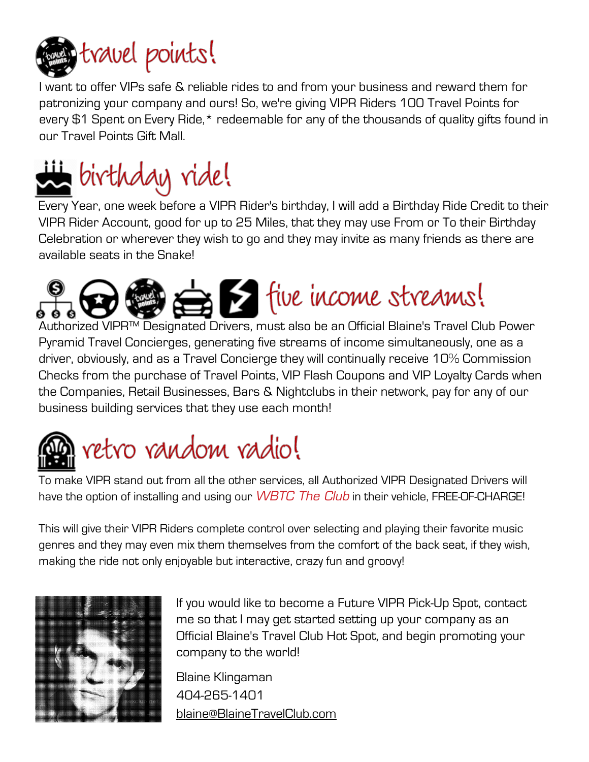## travel points!

I want to offer VIPs safe & reliable rides to and from your business and reward them for patronizing your company and ours! So, we're giving VIPR Riders 100 Travel Points for every $1 Spent on Every Ride,* redeemable for any of the thousands of quality gifts found in our Travel Points Gift Mall.

## birthday ride!

Every Year, one week before a VIPR Rider's birthday, I will add a Birthday Ride Credit to their VIPR Rider Account, good for up to 25 Miles, that they may use From or To their Birthday Celebration or wherever they wish to go and they may invite as many friends as there are available seats in the Snake!

## five income streams!

Authorized VIPR™ Designated Drivers, must also be an Official Blaine's Travel Club Power Pyramid Travel Concierges, generating five streams of income simultaneously, one as a driver, obviously, and as a Travel Concierge they will continually receive 10% Commission Checks from the purchase of Travel Points, VIP Flash Coupons and VIP Loyalty Cards when the Companies, Retail Businesses, Bars & Nightclubs in their network, pay for any of our business building services that they use each month!

## retro random radio!

To make VIPR stand out from all the other services, all Authorized VIPR Designated Drivers will have the option of installing and using our *WBTC The Club* in their vehicle, FREE-OF-CHARGE!

This will give their VIPR Riders complete control over selecting and playing their favorite music genres and they may even mix them themselves from the comfort of the back seat, if they wish, making the ride not only enjoyable but interactive, crazy fun and groovy!

If you would like to become a Future VIPR Pick-Up Spot, contact me so that I may get started setting up your company as an Official Blaine's Travel Club Hot Spot, and begin promoting your company to the world!

Blaine Klingaman
404-265-1401
blaine@BlaineTravelClub.com